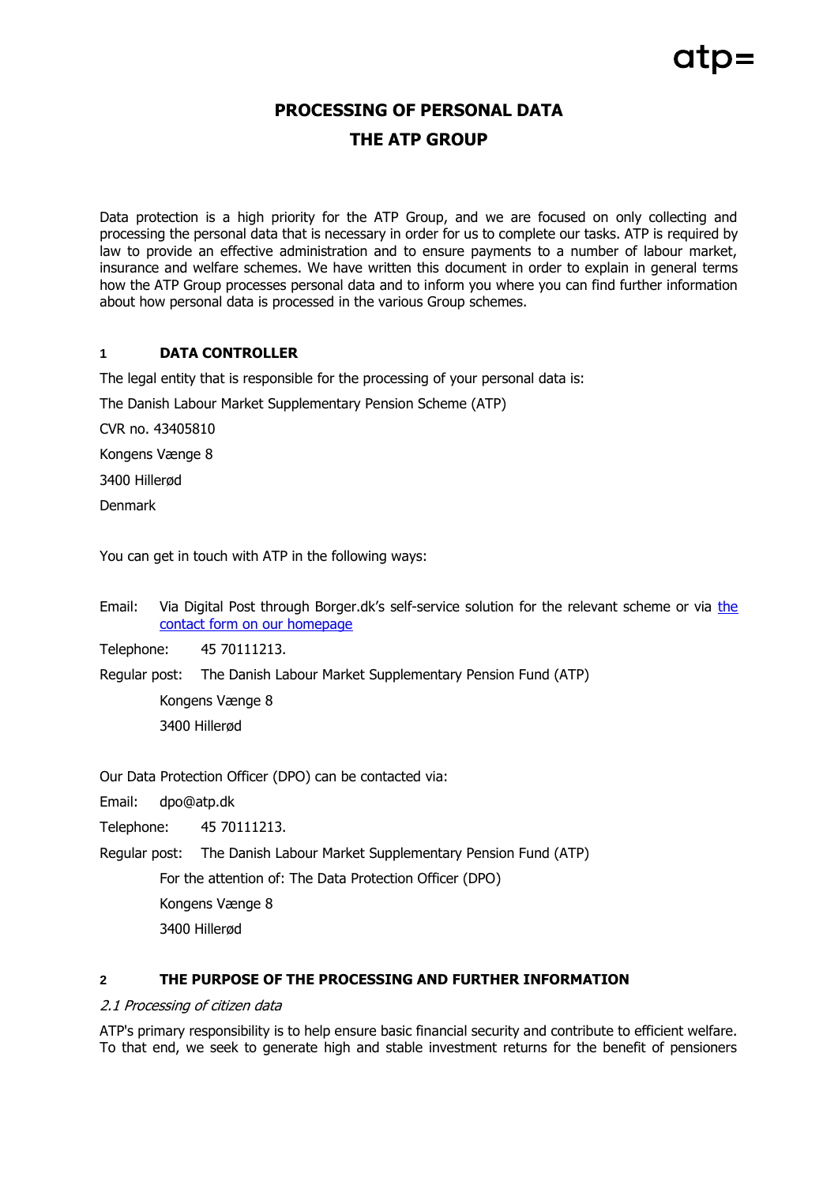# PROCESSING OF PERSONAL DATA
# THE ATP GROUP

Data protection is a high priority for the ATP Group, and we are focused on only collecting and processing the personal data that is necessary in order for us to complete our tasks. ATP is required by law to provide an effective administration and to ensure payments to a number of labour market, insurance and welfare schemes. We have written this document in order to explain in general terms how the ATP Group processes personal data and to inform you where you can find further information about how personal data is processed in the various Group schemes.

## 1 DATA CONTROLLER

The legal entity that is responsible for the processing of your personal data is:

The Danish Labour Market Supplementary Pension Scheme (ATP)

CVR no. 43405810

Kongens Vænge 8

3400 Hillerød

Denmark

You can get in touch with ATP in the following ways:

Email: Via Digital Post through Borger.dk's self-service solution for the relevant scheme or via the contact form on our homepage

Telephone: 45 70111213.

Regular post: The Danish Labour Market Supplementary Pension Fund (ATP)

Kongens Vænge 8

3400 Hillerød

Our Data Protection Officer (DPO) can be contacted via:

Email: dpo@atp.dk

Telephone: 45 70111213.

Regular post: The Danish Labour Market Supplementary Pension Fund (ATP)

For the attention of: The Data Protection Officer (DPO)

Kongens Vænge 8

3400 Hillerød

## 2 THE PURPOSE OF THE PROCESSING AND FURTHER INFORMATION

### *2.1 Processing of citizen data*

ATP's primary responsibility is to help ensure basic financial security and contribute to efficient welfare. To that end, we seek to generate high and stable investment returns for the benefit of pensioners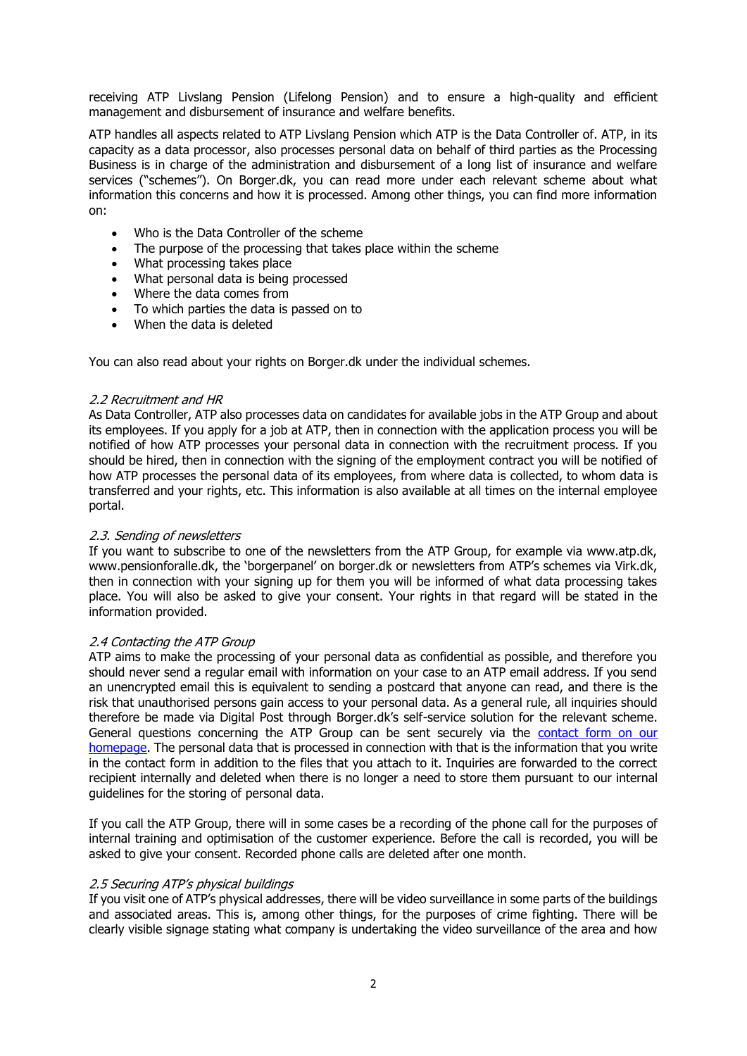receiving ATP Livslang Pension (Lifelong Pension) and to ensure a high-quality and efficient management and disbursement of insurance and welfare benefits.

ATP handles all aspects related to ATP Livslang Pension which ATP is the Data Controller of. ATP, in its capacity as a data processor, also processes personal data on behalf of third parties as the Processing Business is in charge of the administration and disbursement of a long list of insurance and welfare services ("schemes"). On Borger.dk, you can read more under each relevant scheme about what information this concerns and how it is processed. Among other things, you can find more information on:

- Who is the Data Controller of the scheme
- The purpose of the processing that takes place within the scheme
- What processing takes place
- What personal data is being processed
- Where the data comes from
- To which parties the data is passed on to
- When the data is deleted

You can also read about your rights on Borger.dk under the individual schemes.

### *2.2 Recruitment and HR*

As Data Controller, ATP also processes data on candidates for available jobs in the ATP Group and about its employees. If you apply for a job at ATP, then in connection with the application process you will be notified of how ATP processes your personal data in connection with the recruitment process. If you should be hired, then in connection with the signing of the employment contract you will be notified of how ATP processes the personal data of its employees, from where data is collected, to whom data is transferred and your rights, etc. This information is also available at all times on the internal employee portal.

### *2.3. Sending of newsletters*

If you want to subscribe to one of the newsletters from the ATP Group, for example via www.atp.dk, www.pensionforalle.dk, the 'borgerpanel' on borger.dk or newsletters from ATP's schemes via Virk.dk, then in connection with your signing up for them you will be informed of what data processing takes place. You will also be asked to give your consent. Your rights in that regard will be stated in the information provided.

### *2.4 Contacting the ATP Group*

ATP aims to make the processing of your personal data as confidential as possible, and therefore you should never send a regular email with information on your case to an ATP email address. If you send an unencrypted email this is equivalent to sending a postcard that anyone can read, and there is the risk that unauthorised persons gain access to your personal data. As a general rule, all inquiries should therefore be made via Digital Post through Borger.dk's self-service solution for the relevant scheme. General questions concerning the ATP Group can be sent securely via the contact form on our homepage. The personal data that is processed in connection with that is the information that you write in the contact form in addition to the files that you attach to it. Inquiries are forwarded to the correct recipient internally and deleted when there is no longer a need to store them pursuant to our internal guidelines for the storing of personal data.

If you call the ATP Group, there will in some cases be a recording of the phone call for the purposes of internal training and optimisation of the customer experience. Before the call is recorded, you will be asked to give your consent. Recorded phone calls are deleted after one month.

### *2.5 Securing ATP's physical buildings*

If you visit one of ATP's physical addresses, there will be video surveillance in some parts of the buildings and associated areas. This is, among other things, for the purposes of crime fighting. There will be clearly visible signage stating what company is undertaking the video surveillance of the area and how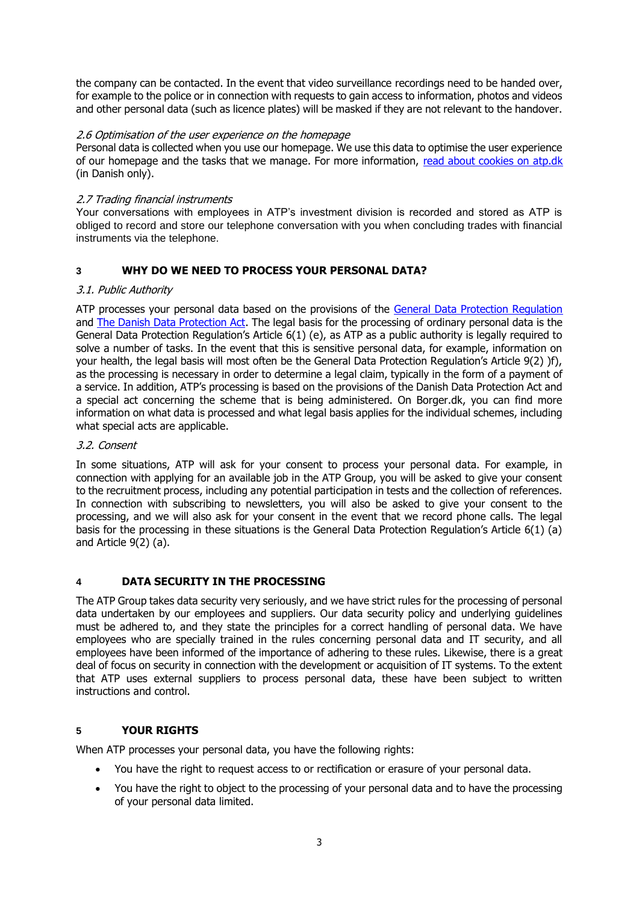the company can be contacted. In the event that video surveillance recordings need to be handed over, for example to the police or in connection with requests to gain access to information, photos and videos and other personal data (such as licence plates) will be masked if they are not relevant to the handover.

*2.6 Optimisation of the user experience on the homepage*

Personal data is collected when you use our homepage. We use this data to optimise the user experience of our homepage and the tasks that we manage. For more information, read about cookies on atp.dk (in Danish only).

*2.7 Trading financial instruments*

Your conversations with employees in ATP's investment division is recorded and stored as ATP is obliged to record and store our telephone conversation with you when concluding trades with financial instruments via the telephone.

## 3 WHY DO WE NEED TO PROCESS YOUR PERSONAL DATA?

*3.1. Public Authority*

ATP processes your personal data based on the provisions of the General Data Protection Regulation and The Danish Data Protection Act. The legal basis for the processing of ordinary personal data is the General Data Protection Regulation's Article 6(1) (e), as ATP as a public authority is legally required to solve a number of tasks. In the event that this is sensitive personal data, for example, information on your health, the legal basis will most often be the General Data Protection Regulation's Article 9(2) )f), as the processing is necessary in order to determine a legal claim, typically in the form of a payment of a service. In addition, ATP's processing is based on the provisions of the Danish Data Protection Act and a special act concerning the scheme that is being administered. On Borger.dk, you can find more information on what data is processed and what legal basis applies for the individual schemes, including what special acts are applicable.

*3.2. Consent*

In some situations, ATP will ask for your consent to process your personal data. For example, in connection with applying for an available job in the ATP Group, you will be asked to give your consent to the recruitment process, including any potential participation in tests and the collection of references. In connection with subscribing to newsletters, you will also be asked to give your consent to the processing, and we will also ask for your consent in the event that we record phone calls. The legal basis for the processing in these situations is the General Data Protection Regulation's Article 6(1) (a) and Article 9(2) (a).

## 4 DATA SECURITY IN THE PROCESSING

The ATP Group takes data security very seriously, and we have strict rules for the processing of personal data undertaken by our employees and suppliers. Our data security policy and underlying guidelines must be adhered to, and they state the principles for a correct handling of personal data. We have employees who are specially trained in the rules concerning personal data and IT security, and all employees have been informed of the importance of adhering to these rules. Likewise, there is a great deal of focus on security in connection with the development or acquisition of IT systems. To the extent that ATP uses external suppliers to process personal data, these have been subject to written instructions and control.

## 5 YOUR RIGHTS

When ATP processes your personal data, you have the following rights:

- You have the right to request access to or rectification or erasure of your personal data.
- You have the right to object to the processing of your personal data and to have the processing of your personal data limited.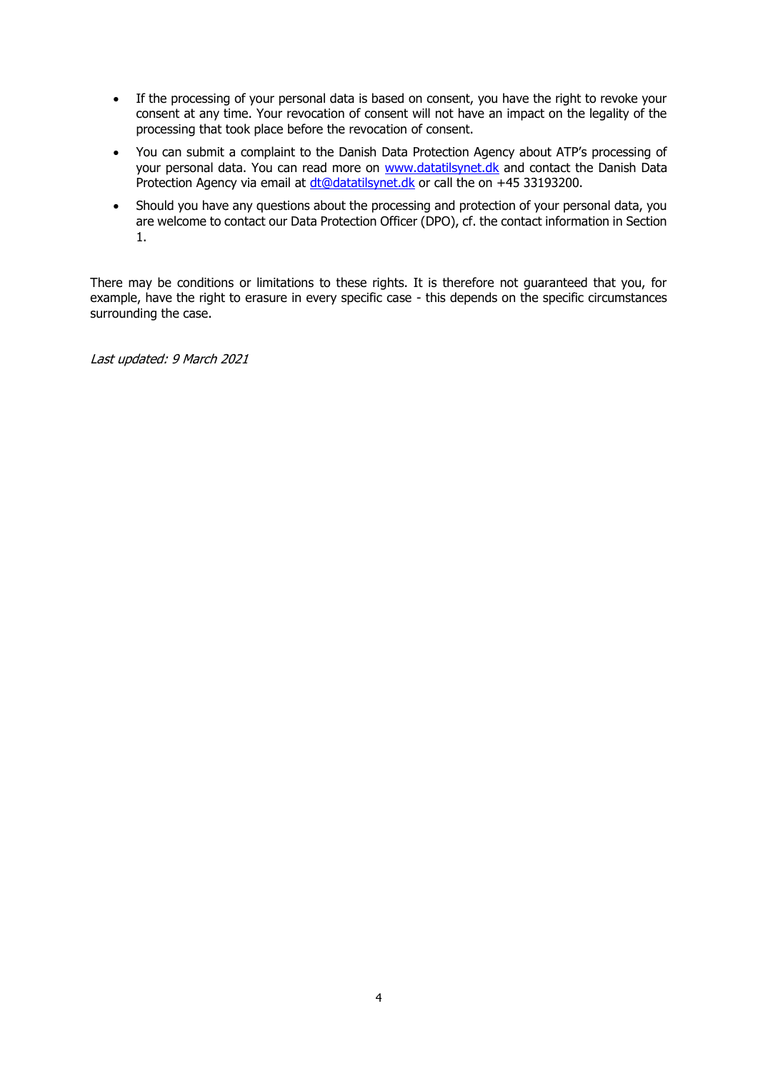- If the processing of your personal data is based on consent, you have the right to revoke your consent at any time. Your revocation of consent will not have an impact on the legality of the processing that took place before the revocation of consent.
- You can submit a complaint to the Danish Data Protection Agency about ATP's processing of your personal data. You can read more on [www.datatilsynet.dk](http://www.datatilsynet.dk) and contact the Danish Data Protection Agency via email at [dt@datatilsynet.dk](mailto:dt@datatilsynet.dk) or call the on +45 33193200.
- Should you have any questions about the processing and protection of your personal data, you are welcome to contact our Data Protection Officer (DPO), cf. the contact information in Section 1.

There may be conditions or limitations to these rights. It is therefore not guaranteed that you, for example, have the right to erasure in every specific case - this depends on the specific circumstances surrounding the case.

*Last updated: 9 March 2021*